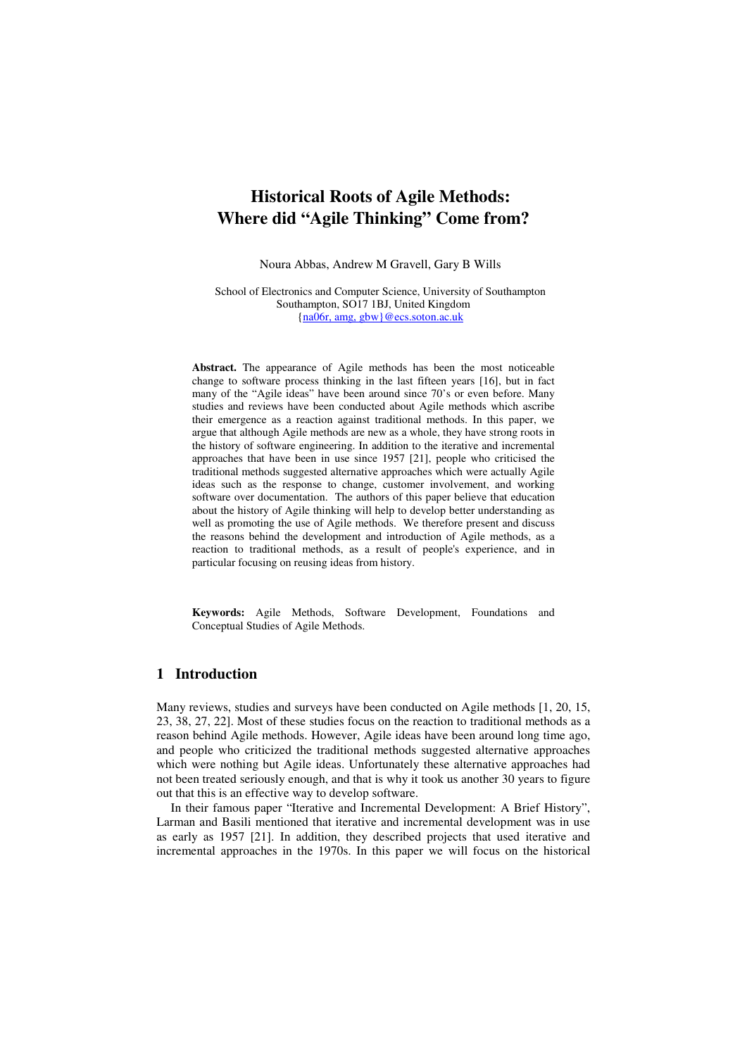# Historical Roots of Agile Methods: Where did "Agile Thinking" Come from?

Noura Abbas, Andrew M Gravell, Gary B Wills

School of Electronics and Computer Science, University of Southampton
Southampton, SO17 1BJ, United Kingdom
{na06r, amg, gbw}@ecs.soton.ac.uk

**Abstract.** The appearance of Agile methods has been the most noticeable change to software process thinking in the last fifteen years [16], but in fact many of the "Agile ideas" have been around since 70's or even before. Many studies and reviews have been conducted about Agile methods which ascribe their emergence as a reaction against traditional methods. In this paper, we argue that although Agile methods are new as a whole, they have strong roots in the history of software engineering. In addition to the iterative and incremental approaches that have been in use since 1957 [21], people who criticised the traditional methods suggested alternative approaches which were actually Agile ideas such as the response to change, customer involvement, and working software over documentation. The authors of this paper believe that education about the history of Agile thinking will help to develop better understanding as well as promoting the use of Agile methods. We therefore present and discuss the reasons behind the development and introduction of Agile methods, as a reaction to traditional methods, as a result of people's experience, and in particular focusing on reusing ideas from history.

**Keywords:** Agile Methods, Software Development, Foundations and Conceptual Studies of Agile Methods.

## 1 Introduction

Many reviews, studies and surveys have been conducted on Agile methods [1, 20, 15, 23, 38, 27, 22]. Most of these studies focus on the reaction to traditional methods as a reason behind Agile methods. However, Agile ideas have been around long time ago, and people who criticized the traditional methods suggested alternative approaches which were nothing but Agile ideas. Unfortunately these alternative approaches had not been treated seriously enough, and that is why it took us another 30 years to figure out that this is an effective way to develop software.

In their famous paper "Iterative and Incremental Development: A Brief History", Larman and Basili mentioned that iterative and incremental development was in use as early as 1957 [21]. In addition, they described projects that used iterative and incremental approaches in the 1970s. In this paper we will focus on the historical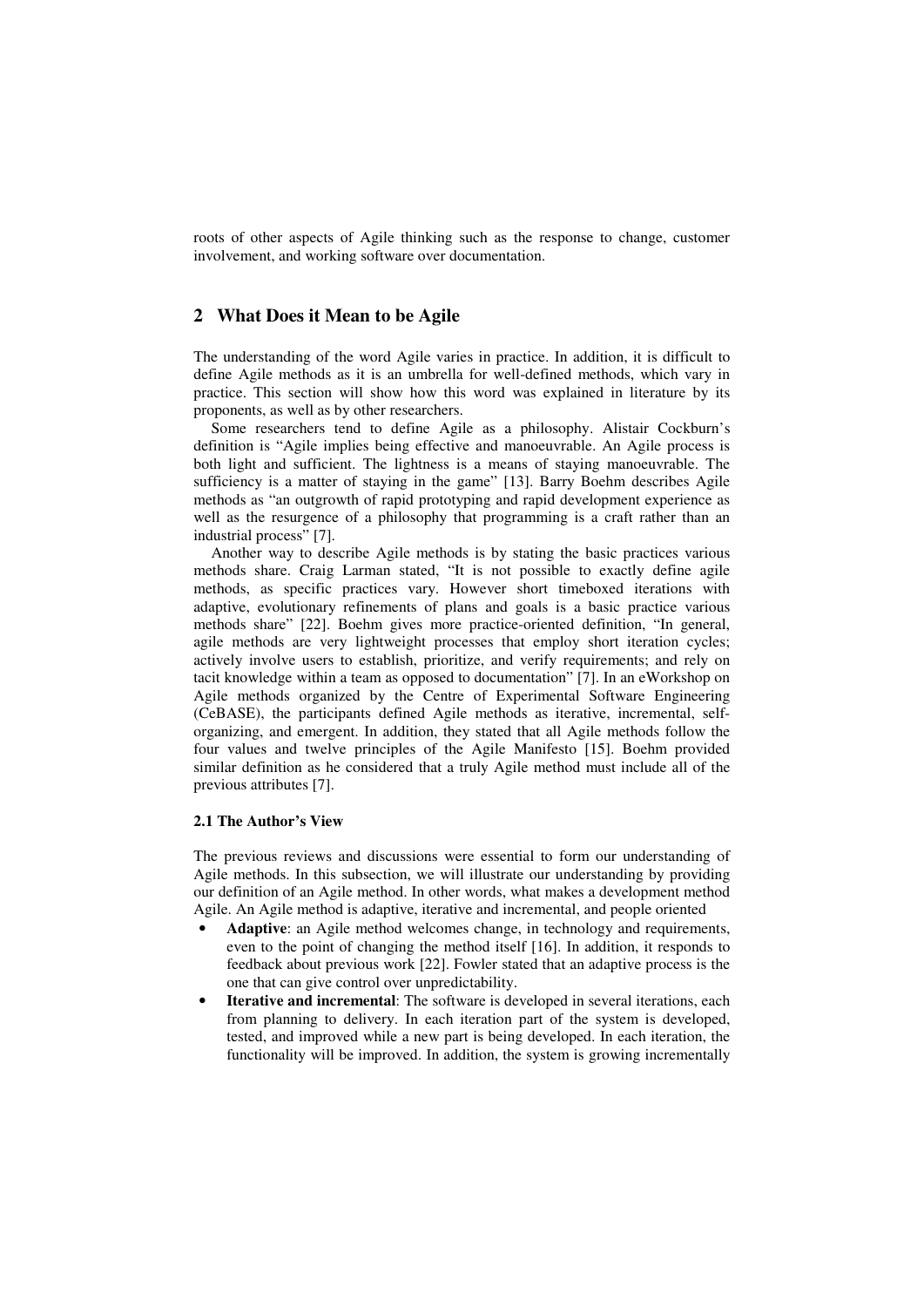roots of other aspects of Agile thinking such as the response to change, customer involvement, and working software over documentation.

## 2 What Does it Mean to be Agile

The understanding of the word Agile varies in practice. In addition, it is difficult to define Agile methods as it is an umbrella for well-defined methods, which vary in practice. This section will show how this word was explained in literature by its proponents, as well as by other researchers.

Some researchers tend to define Agile as a philosophy. Alistair Cockburn's definition is "Agile implies being effective and manoeuvrable. An Agile process is both light and sufficient. The lightness is a means of staying manoeuvrable. The sufficiency is a matter of staying in the game" [13]. Barry Boehm describes Agile methods as "an outgrowth of rapid prototyping and rapid development experience as well as the resurgence of a philosophy that programming is a craft rather than an industrial process" [7].

Another way to describe Agile methods is by stating the basic practices various methods share. Craig Larman stated, "It is not possible to exactly define agile methods, as specific practices vary. However short timeboxed iterations with adaptive, evolutionary refinements of plans and goals is a basic practice various methods share" [22]. Boehm gives more practice-oriented definition, "In general, agile methods are very lightweight processes that employ short iteration cycles; actively involve users to establish, prioritize, and verify requirements; and rely on tacit knowledge within a team as opposed to documentation" [7]. In an eWorkshop on Agile methods organized by the Centre of Experimental Software Engineering (CeBASE), the participants defined Agile methods as iterative, incremental, self-organizing, and emergent. In addition, they stated that all Agile methods follow the four values and twelve principles of the Agile Manifesto [15]. Boehm provided similar definition as he considered that a truly Agile method must include all of the previous attributes [7].

### 2.1 The Author's View

The previous reviews and discussions were essential to form our understanding of Agile methods. In this subsection, we will illustrate our understanding by providing our definition of an Agile method. In other words, what makes a development method Agile. An Agile method is adaptive, iterative and incremental, and people oriented

- **Adaptive**: an Agile method welcomes change, in technology and requirements, even to the point of changing the method itself [16]. In addition, it responds to feedback about previous work [22]. Fowler stated that an adaptive process is the one that can give control over unpredictability.
- **Iterative and incremental**: The software is developed in several iterations, each from planning to delivery. In each iteration part of the system is developed, tested, and improved while a new part is being developed. In each iteration, the functionality will be improved. In addition, the system is growing incrementally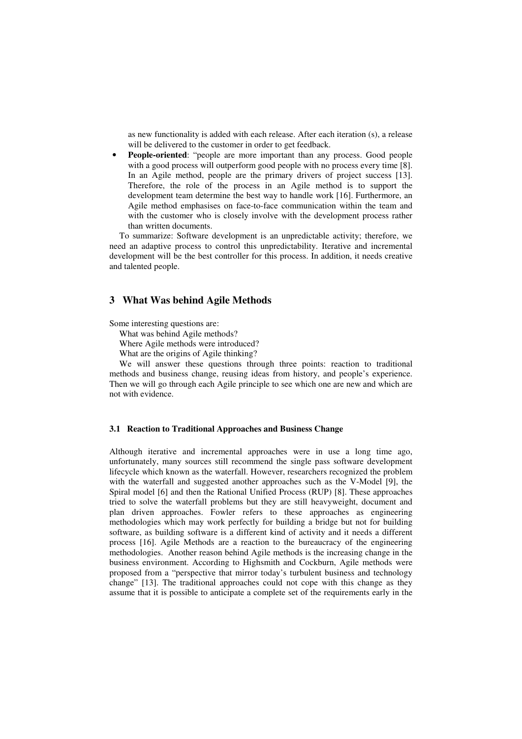as new functionality is added with each release. After each iteration (s), a release will be delivered to the customer in order to get feedback.

- **People-oriented**: "people are more important than any process. Good people with a good process will outperform good people with no process every time [8]. In an Agile method, people are the primary drivers of project success [13]. Therefore, the role of the process in an Agile method is to support the development team determine the best way to handle work [16]. Furthermore, an Agile method emphasises on face-to-face communication within the team and with the customer who is closely involve with the development process rather than written documents.

To summarize: Software development is an unpredictable activity; therefore, we need an adaptive process to control this unpredictability. Iterative and incremental development will be the best controller for this process. In addition, it needs creative and talented people.

## 3 What Was behind Agile Methods

Some interesting questions are:

What was behind Agile methods?

Where Agile methods were introduced?

What are the origins of Agile thinking?

We will answer these questions through three points: reaction to traditional methods and business change, reusing ideas from history, and people's experience. Then we will go through each Agile principle to see which one are new and which are not with evidence.

### 3.1 Reaction to Traditional Approaches and Business Change

Although iterative and incremental approaches were in use a long time ago, unfortunately, many sources still recommend the single pass software development lifecycle which known as the waterfall. However, researchers recognized the problem with the waterfall and suggested another approaches such as the V-Model [9], the Spiral model [6] and then the Rational Unified Process (RUP) [8]. These approaches tried to solve the waterfall problems but they are still heavyweight, document and plan driven approaches. Fowler refers to these approaches as engineering methodologies which may work perfectly for building a bridge but not for building software, as building software is a different kind of activity and it needs a different process [16]. Agile Methods are a reaction to the bureaucracy of the engineering methodologies. Another reason behind Agile methods is the increasing change in the business environment. According to Highsmith and Cockburn, Agile methods were proposed from a "perspective that mirror today's turbulent business and technology change" [13]. The traditional approaches could not cope with this change as they assume that it is possible to anticipate a complete set of the requirements early in the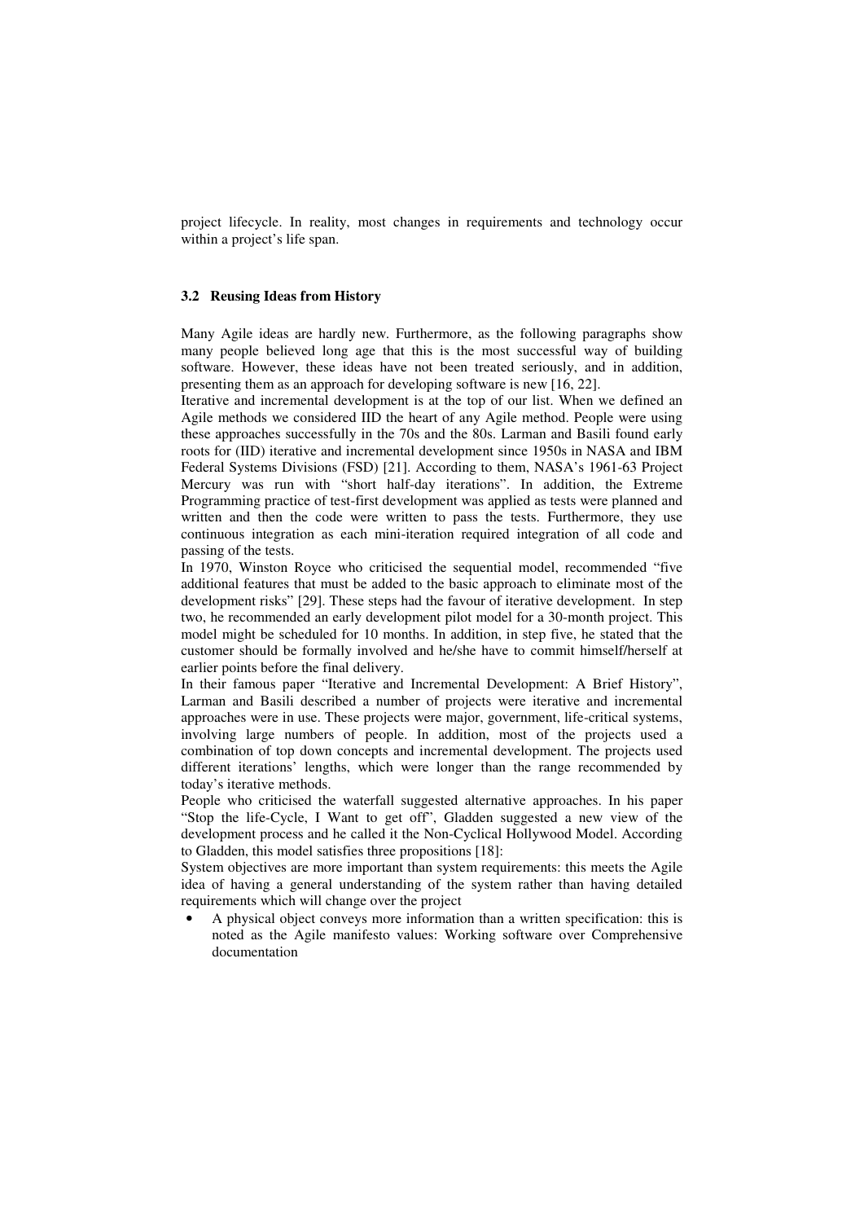project lifecycle. In reality, most changes in requirements and technology occur within a project's life span.

### 3.2 Reusing Ideas from History

Many Agile ideas are hardly new. Furthermore, as the following paragraphs show many people believed long age that this is the most successful way of building software. However, these ideas have not been treated seriously, and in addition, presenting them as an approach for developing software is new [16, 22].

Iterative and incremental development is at the top of our list. When we defined an Agile methods we considered IID the heart of any Agile method. People were using these approaches successfully in the 70s and the 80s. Larman and Basili found early roots for (IID) iterative and incremental development since 1950s in NASA and IBM Federal Systems Divisions (FSD) [21]. According to them, NASA's 1961-63 Project Mercury was run with "short half-day iterations". In addition, the Extreme Programming practice of test-first development was applied as tests were planned and written and then the code were written to pass the tests. Furthermore, they use continuous integration as each mini-iteration required integration of all code and passing of the tests.

In 1970, Winston Royce who criticised the sequential model, recommended "five additional features that must be added to the basic approach to eliminate most of the development risks" [29]. These steps had the favour of iterative development. In step two, he recommended an early development pilot model for a 30-month project. This model might be scheduled for 10 months. In addition, in step five, he stated that the customer should be formally involved and he/she have to commit himself/herself at earlier points before the final delivery.

In their famous paper "Iterative and Incremental Development: A Brief History", Larman and Basili described a number of projects were iterative and incremental approaches were in use. These projects were major, government, life-critical systems, involving large numbers of people. In addition, most of the projects used a combination of top down concepts and incremental development. The projects used different iterations' lengths, which were longer than the range recommended by today's iterative methods.

People who criticised the waterfall suggested alternative approaches. In his paper "Stop the life-Cycle, I Want to get off", Gladden suggested a new view of the development process and he called it the Non-Cyclical Hollywood Model. According to Gladden, this model satisfies three propositions [18]:

System objectives are more important than system requirements: this meets the Agile idea of having a general understanding of the system rather than having detailed requirements which will change over the project

- A physical object conveys more information than a written specification: this is noted as the Agile manifesto values: Working software over Comprehensive documentation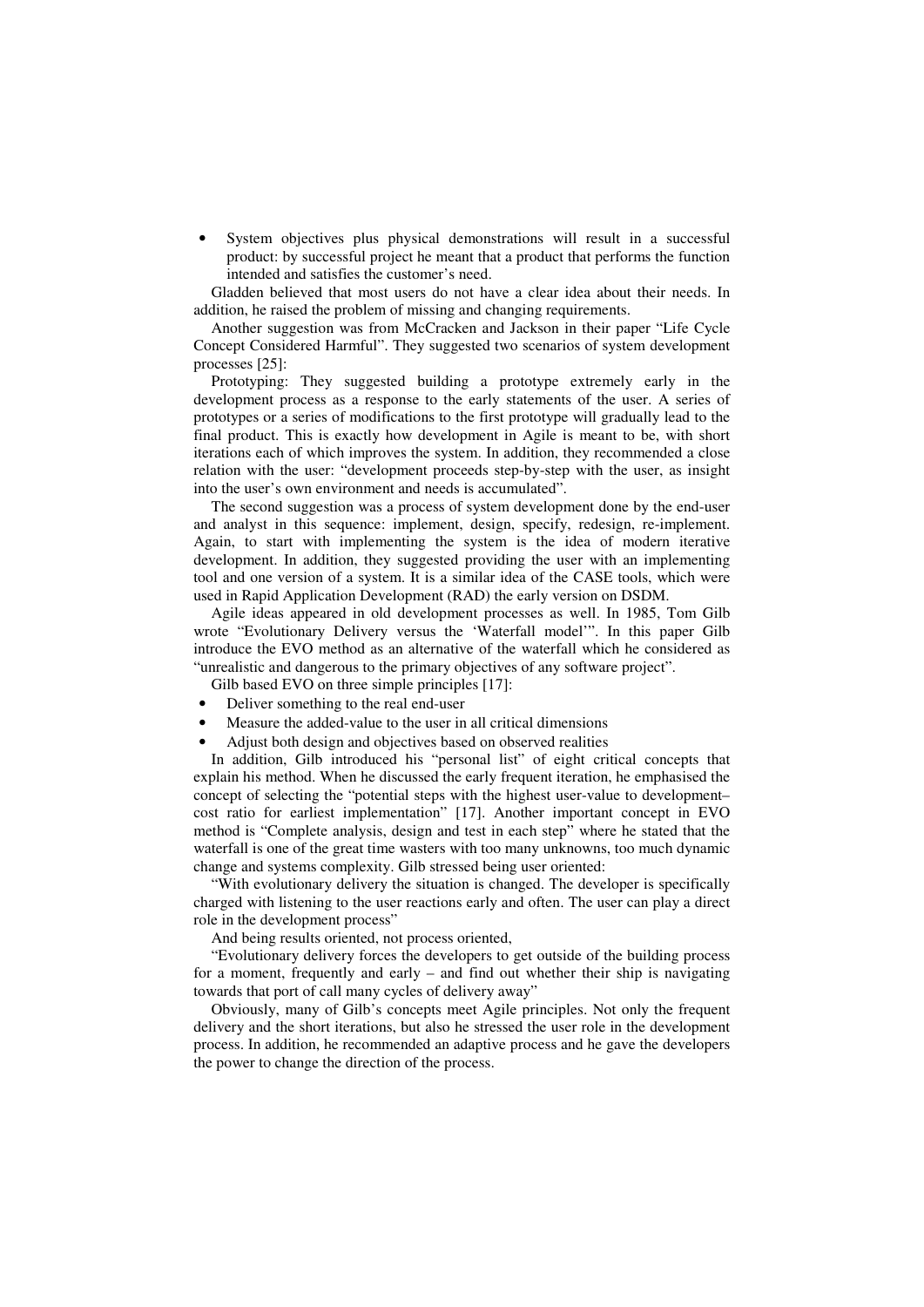- System objectives plus physical demonstrations will result in a successful product: by successful project he meant that a product that performs the function intended and satisfies the customer's need.

Gladden believed that most users do not have a clear idea about their needs. In addition, he raised the problem of missing and changing requirements.

Another suggestion was from McCracken and Jackson in their paper "Life Cycle Concept Considered Harmful". They suggested two scenarios of system development processes [25]:

Prototyping: They suggested building a prototype extremely early in the development process as a response to the early statements of the user. A series of prototypes or a series of modifications to the first prototype will gradually lead to the final product. This is exactly how development in Agile is meant to be, with short iterations each of which improves the system. In addition, they recommended a close relation with the user: "development proceeds step-by-step with the user, as insight into the user's own environment and needs is accumulated".

The second suggestion was a process of system development done by the end-user and analyst in this sequence: implement, design, specify, redesign, re-implement. Again, to start with implementing the system is the idea of modern iterative development. In addition, they suggested providing the user with an implementing tool and one version of a system. It is a similar idea of the CASE tools, which were used in Rapid Application Development (RAD) the early version on DSDM.

Agile ideas appeared in old development processes as well. In 1985, Tom Gilb wrote "Evolutionary Delivery versus the 'Waterfall model'". In this paper Gilb introduce the EVO method as an alternative of the waterfall which he considered as "unrealistic and dangerous to the primary objectives of any software project".

Gilb based EVO on three simple principles [17]:

- Deliver something to the real end-user
- Measure the added-value to the user in all critical dimensions
- Adjust both design and objectives based on observed realities

In addition, Gilb introduced his "personal list" of eight critical concepts that explain his method. When he discussed the early frequent iteration, he emphasised the concept of selecting the "potential steps with the highest user-value to development–cost ratio for earliest implementation" [17]. Another important concept in EVO method is "Complete analysis, design and test in each step" where he stated that the waterfall is one of the great time wasters with too many unknowns, too much dynamic change and systems complexity. Gilb stressed being user oriented:

"With evolutionary delivery the situation is changed. The developer is specifically charged with listening to the user reactions early and often. The user can play a direct role in the development process"

And being results oriented, not process oriented,

"Evolutionary delivery forces the developers to get outside of the building process for a moment, frequently and early – and find out whether their ship is navigating towards that port of call many cycles of delivery away"

Obviously, many of Gilb's concepts meet Agile principles. Not only the frequent delivery and the short iterations, but also he stressed the user role in the development process. In addition, he recommended an adaptive process and he gave the developers the power to change the direction of the process.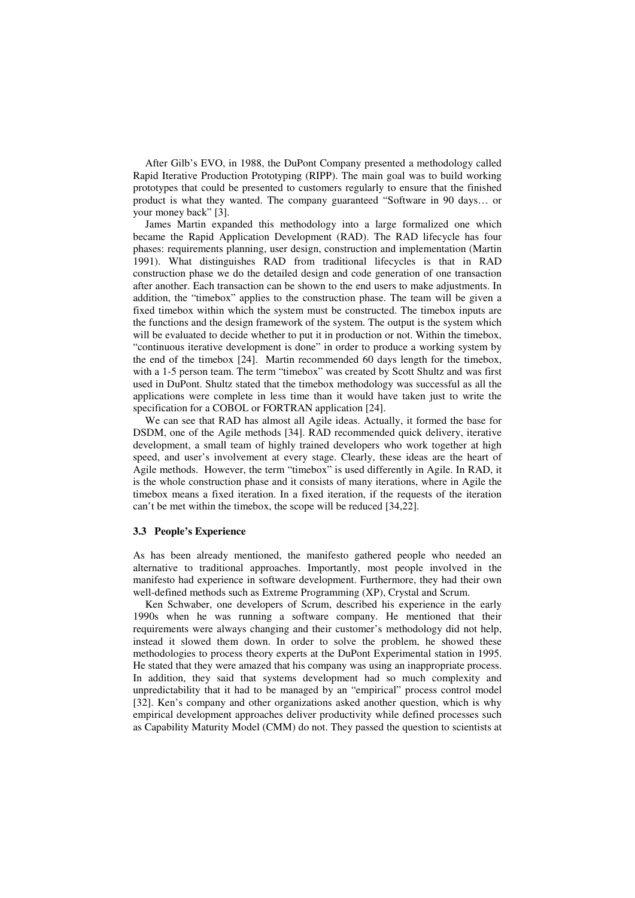After Gilb's EVO, in 1988, the DuPont Company presented a methodology called Rapid Iterative Production Prototyping (RIPP). The main goal was to build working prototypes that could be presented to customers regularly to ensure that the finished product is what they wanted. The company guaranteed "Software in 90 days… or your money back" [3].

James Martin expanded this methodology into a large formalized one which became the Rapid Application Development (RAD). The RAD lifecycle has four phases: requirements planning, user design, construction and implementation (Martin 1991). What distinguishes RAD from traditional lifecycles is that in RAD construction phase we do the detailed design and code generation of one transaction after another. Each transaction can be shown to the end users to make adjustments. In addition, the "timebox" applies to the construction phase. The team will be given a fixed timebox within which the system must be constructed. The timebox inputs are the functions and the design framework of the system. The output is the system which will be evaluated to decide whether to put it in production or not. Within the timebox, "continuous iterative development is done" in order to produce a working system by the end of the timebox [24]. Martin recommended 60 days length for the timebox, with a 1-5 person team. The term "timebox" was created by Scott Shultz and was first used in DuPont. Shultz stated that the timebox methodology was successful as all the applications were complete in less time than it would have taken just to write the specification for a COBOL or FORTRAN application [24].

We can see that RAD has almost all Agile ideas. Actually, it formed the base for DSDM, one of the Agile methods [34]. RAD recommended quick delivery, iterative development, a small team of highly trained developers who work together at high speed, and user's involvement at every stage. Clearly, these ideas are the heart of Agile methods. However, the term "timebox" is used differently in Agile. In RAD, it is the whole construction phase and it consists of many iterations, where in Agile the timebox means a fixed iteration. In a fixed iteration, if the requests of the iteration can't be met within the timebox, the scope will be reduced [34,22].

### 3.3 People's Experience

As has been already mentioned, the manifesto gathered people who needed an alternative to traditional approaches. Importantly, most people involved in the manifesto had experience in software development. Furthermore, they had their own well-defined methods such as Extreme Programming (XP), Crystal and Scrum.

Ken Schwaber, one developers of Scrum, described his experience in the early 1990s when he was running a software company. He mentioned that their requirements were always changing and their customer's methodology did not help, instead it slowed them down. In order to solve the problem, he showed these methodologies to process theory experts at the DuPont Experimental station in 1995. He stated that they were amazed that his company was using an inappropriate process. In addition, they said that systems development had so much complexity and unpredictability that it had to be managed by an "empirical" process control model [32]. Ken's company and other organizations asked another question, which is why empirical development approaches deliver productivity while defined processes such as Capability Maturity Model (CMM) do not. They passed the question to scientists at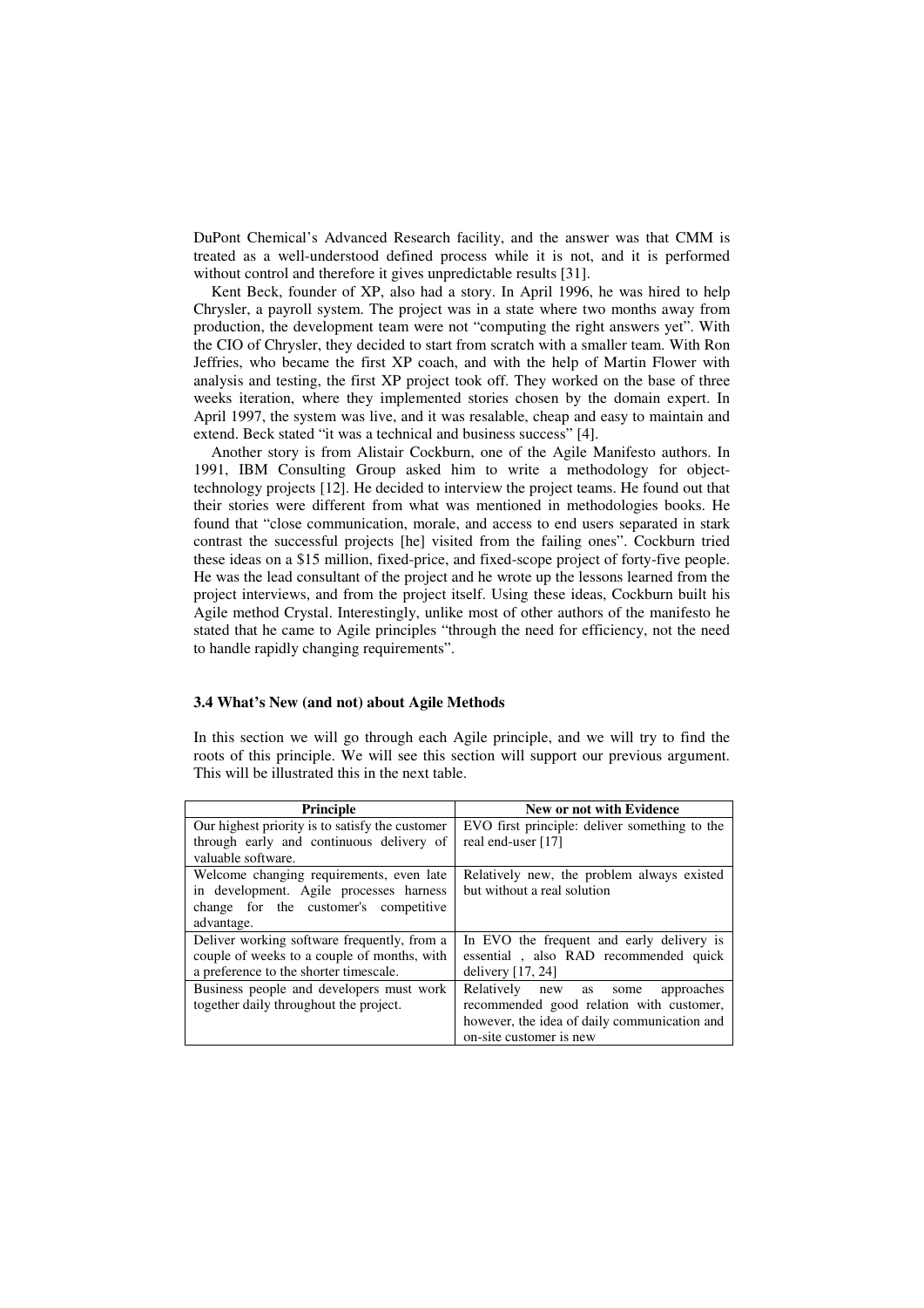DuPont Chemical's Advanced Research facility, and the answer was that CMM is treated as a well-understood defined process while it is not, and it is performed without control and therefore it gives unpredictable results [31].

Kent Beck, founder of XP, also had a story. In April 1996, he was hired to help Chrysler, a payroll system. The project was in a state where two months away from production, the development team were not "computing the right answers yet". With the CIO of Chrysler, they decided to start from scratch with a smaller team. With Ron Jeffries, who became the first XP coach, and with the help of Martin Flower with analysis and testing, the first XP project took off. They worked on the base of three weeks iteration, where they implemented stories chosen by the domain expert. In April 1997, the system was live, and it was resalable, cheap and easy to maintain and extend. Beck stated "it was a technical and business success" [4].

Another story is from Alistair Cockburn, one of the Agile Manifesto authors. In 1991, IBM Consulting Group asked him to write a methodology for object-technology projects [12]. He decided to interview the project teams. He found out that their stories were different from what was mentioned in methodologies books. He found that "close communication, morale, and access to end users separated in stark contrast the successful projects [he] visited from the failing ones". Cockburn tried these ideas on a $15 million, fixed-price, and fixed-scope project of forty-five people. He was the lead consultant of the project and he wrote up the lessons learned from the project interviews, and from the project itself. Using these ideas, Cockburn built his Agile method Crystal. Interestingly, unlike most of other authors of the manifesto he stated that he came to Agile principles "through the need for efficiency, not the need to handle rapidly changing requirements".

### 3.4 What's New (and not) about Agile Methods

In this section we will go through each Agile principle, and we will try to find the roots of this principle. We will see this section will support our previous argument. This will be illustrated this in the next table.

| Principle | New or not with Evidence |
|---|---|
| Our highest priority is to satisfy the customer through early and continuous delivery of valuable software. | EVO first principle: deliver something to the real end-user [17] |
| Welcome changing requirements, even late in development. Agile processes harness change for the customer's competitive advantage. | Relatively new, the problem always existed but without a real solution |
| Deliver working software frequently, from a couple of weeks to a couple of months, with a preference to the shorter timescale. | In EVO the frequent and early delivery is essential , also RAD recommended quick delivery [17, 24] |
| Business people and developers must work together daily throughout the project. | Relatively new as some approaches recommended good relation with customer, however, the idea of daily communication and on-site customer is new |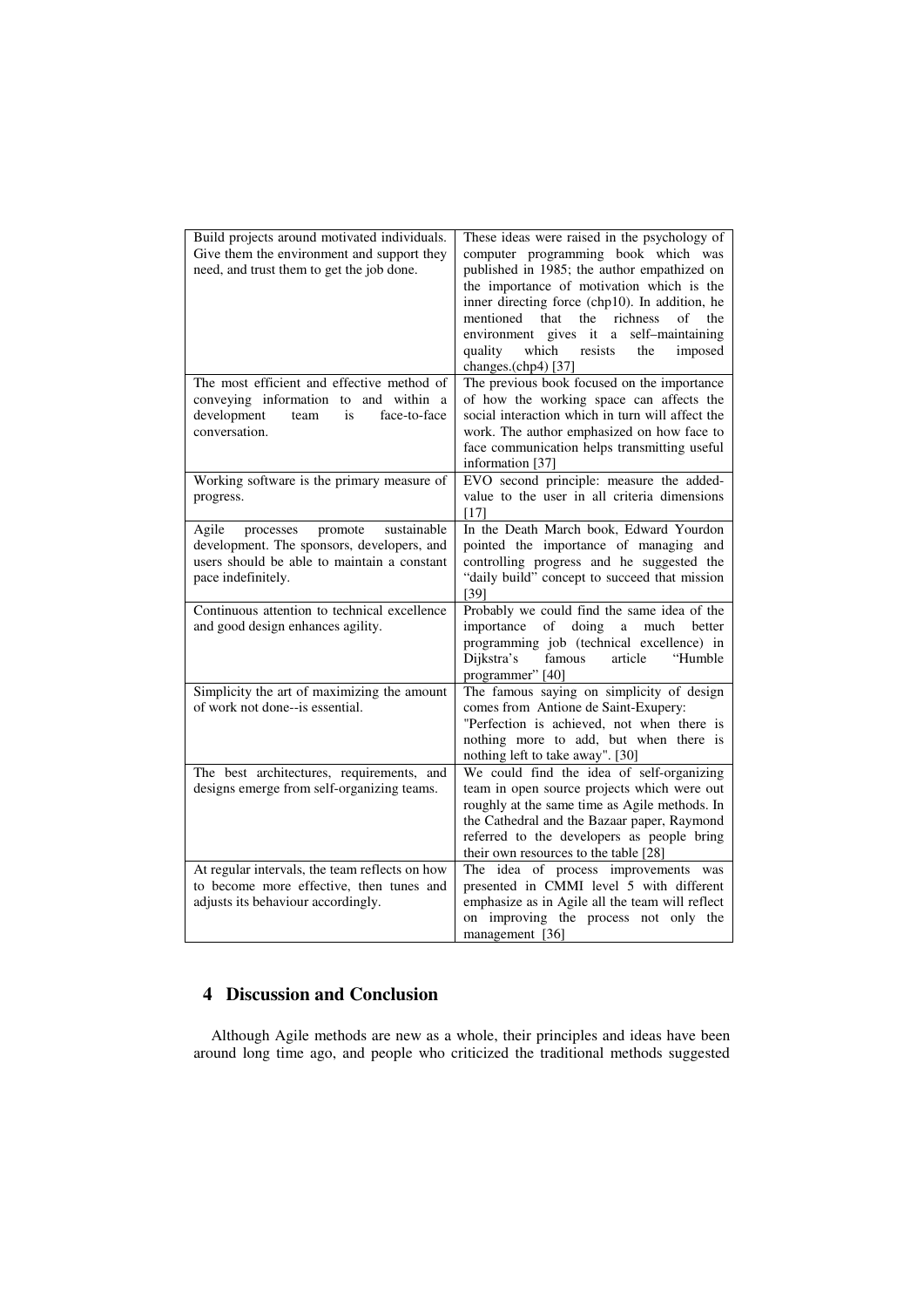| | |
|---|---|
| Build projects around motivated individuals. Give them the environment and support they need, and trust them to get the job done. | These ideas were raised in the psychology of computer programming book which was published in 1985; the author empthazied on the importance of motivation which is the inner directing force (chp10). In addition, he mentioned that the richness of the environment gives it a self–maintaining quality which resists the imposed changes.(chp4) [37] |
| The most efficient and effective method of conveying information to and within a development team is face-to-face conversation. | The previous book focused on the importance of how the working space can affects the social interaction which in turn will affect the work. The author emphasized on how face to face communication helps transmitting useful information [37] |
| Working software is the primary measure of progress. | EVO second principle: measure the added-value to the user in all criteria dimensions [17] |
| Agile processes promote sustainable development. The sponsors, developers, and users should be able to maintain a constant pace indefinitely. | In the Death March book, Edward Yourdon pointed the importance of managing and controlling progress and he suggested the "daily build" concept to succeed that mission [39] |
| Continuous attention to technical excellence and good design enhances agility. | Probably we could find the same idea of the importance of doing a much better programming job (technical excellence) in Dijkstra's famous article "Humble programmer" [40] |
| Simplicity the art of maximizing the amount of work not done--is essential. | The famous saying on simplicity of design comes from Antione de Saint-Exupery: "Perfection is achieved, not when there is nothing more to add, but when there is nothing left to take away". [30] |
| The best architectures, requirements, and designs emerge from self-organizing teams. | We could find the idea of self-organizing team in open source projects which were out roughly at the same time as Agile methods. In the Cathedral and the Bazaar paper, Raymond referred to the developers as people bring their own resources to the table [28] |
| At regular intervals, the team reflects on how to become more effective, then tunes and adjusts its behaviour accordingly. | The idea of process improvements was presented in CMMI level 5 with different emphasize as in Agile all the team will reflect on improving the process not only the management [36] |

## 4 Discussion and Conclusion

Although Agile methods are new as a whole, their principles and ideas have been around long time ago, and people who criticized the traditional methods suggested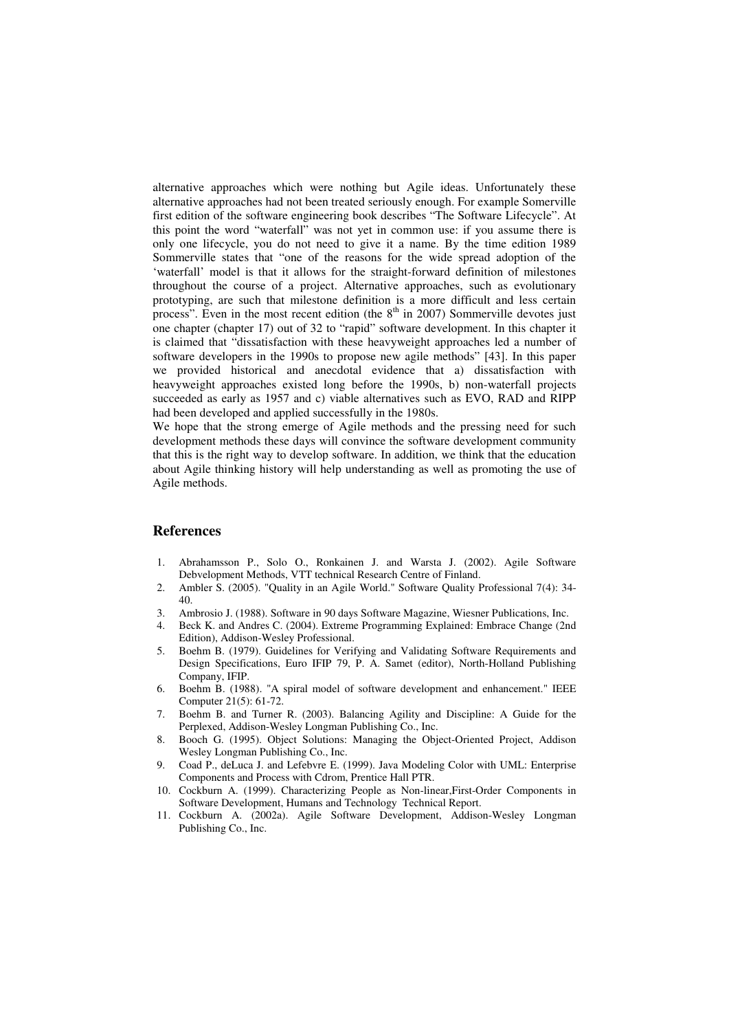alternative approaches which were nothing but Agile ideas. Unfortunately these alternative approaches had not been treated seriously enough. For example Somerville first edition of the software engineering book describes "The Software Lifecycle". At this point the word "waterfall" was not yet in common use: if you assume there is only one lifecycle, you do not need to give it a name. By the time edition 1989 Sommerville states that "one of the reasons for the wide spread adoption of the 'waterfall' model is that it allows for the straight-forward definition of milestones throughout the course of a project. Alternative approaches, such as evolutionary prototyping, are such that milestone definition is a more difficult and less certain process". Even in the most recent edition (the $8^{th}$ in 2007) Sommerville devotes just one chapter (chapter 17) out of 32 to "rapid" software development. In this chapter it is claimed that "dissatisfaction with these heavyweight approaches led a number of software developers in the 1990s to propose new agile methods" [43]. In this paper we provided historical and anecdotal evidence that a) dissatisfaction with heavyweight approaches existed long before the 1990s, b) non-waterfall projects succeeded as early as 1957 and c) viable alternatives such as EVO, RAD and RIPP had been developed and applied successfully in the 1980s.

We hope that the strong emerge of Agile methods and the pressing need for such development methods these days will convince the software development community that this is the right way to develop software. In addition, we think that the education about Agile thinking history will help understanding as well as promoting the use of Agile methods.

## References

1. Abrahamsson P., Solo O., Ronkainen J. and Warsta J. (2002). Agile Software Debvelopment Methods, VTT technical Research Centre of Finland.
2. Ambler S. (2005). "Quality in an Agile World." Software Quality Professional 7(4): 34-40.
3. Ambrosio J. (1988). Software in 90 days Software Magazine, Wiesner Publications, Inc.
4. Beck K. and Andres C. (2004). Extreme Programming Explained: Embrace Change (2nd Edition), Addison-Wesley Professional.
5. Boehm B. (1979). Guidelines for Verifying and Validating Software Requirements and Design Specifications, Euro IFIP 79, P. A. Samet (editor), North-Holland Publishing Company, IFIP.
6. Boehm B. (1988). "A spiral model of software development and enhancement." IEEE Computer 21(5): 61-72.
7. Boehm B. and Turner R. (2003). Balancing Agility and Discipline: A Guide for the Perplexed, Addison-Wesley Longman Publishing Co., Inc.
8. Booch G. (1995). Object Solutions: Managing the Object-Oriented Project, Addison Wesley Longman Publishing Co., Inc.
9. Coad P., deLuca J. and Lefebvre E. (1999). Java Modeling Color with UML: Enterprise Components and Process with Cdrom, Prentice Hall PTR.
10. Cockburn A. (1999). Characterizing People as Non-linear,First-Order Components in Software Development, Humans and Technology Technical Report.
11. Cockburn A. (2002a). Agile Software Development, Addison-Wesley Longman Publishing Co., Inc.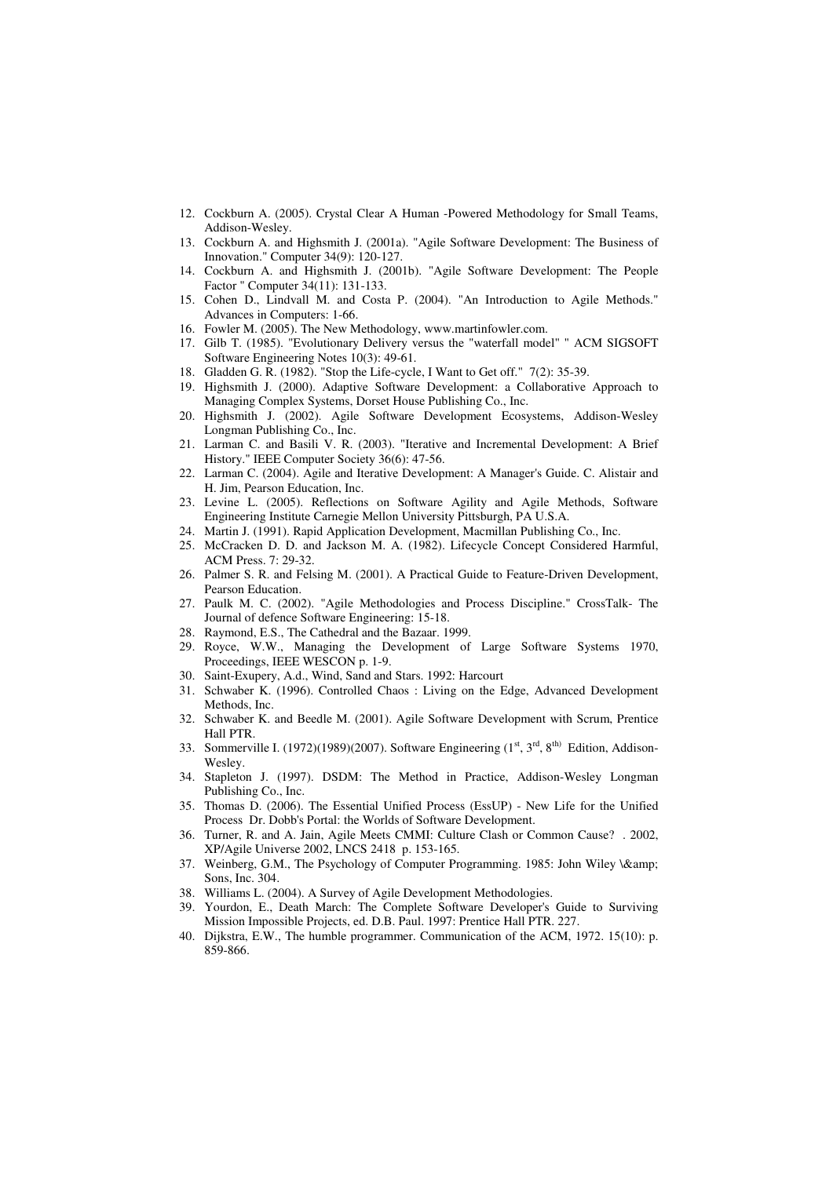12. Cockburn A. (2005). Crystal Clear A Human -Powered Methodology for Small Teams, Addison-Wesley.
13. Cockburn A. and Highsmith J. (2001a). "Agile Software Development: The Business of Innovation." Computer 34(9): 120-127.
14. Cockburn A. and Highsmith J. (2001b). "Agile Software Development: The People Factor " Computer 34(11): 131-133.
15. Cohen D., Lindvall M. and Costa P. (2004). "An Introduction to Agile Methods." Advances in Computers: 1-66.
16. Fowler M. (2005). The New Methodology, www.martinfowler.com.
17. Gilb T. (1985). "Evolutionary Delivery versus the "waterfall model" " ACM SIGSOFT Software Engineering Notes 10(3): 49-61.
18. Gladden G. R. (1982). "Stop the Life-cycle, I Want to Get off." 7(2): 35-39.
19. Highsmith J. (2000). Adaptive Software Development: a Collaborative Approach to Managing Complex Systems, Dorset House Publishing Co., Inc.
20. Highsmith J. (2002). Agile Software Development Ecosystems, Addison-Wesley Longman Publishing Co., Inc.
21. Larman C. and Basili V. R. (2003). "Iterative and Incremental Development: A Brief History." IEEE Computer Society 36(6): 47-56.
22. Larman C. (2004). Agile and Iterative Development: A Manager's Guide. C. Alistair and H. Jim, Pearson Education, Inc.
23. Levine L. (2005). Reflections on Software Agility and Agile Methods, Software Engineering Institute Carnegie Mellon University Pittsburgh, PA U.S.A.
24. Martin J. (1991). Rapid Application Development, Macmillan Publishing Co., Inc.
25. McCracken D. D. and Jackson M. A. (1982). Lifecycle Concept Considered Harmful, ACM Press. 7: 29-32.
26. Palmer S. R. and Felsing M. (2001). A Practical Guide to Feature-Driven Development, Pearson Education.
27. Paulk M. C. (2002). "Agile Methodologies and Process Discipline." CrossTalk- The Journal of defence Software Engineering: 15-18.
28. Raymond, E.S., The Cathedral and the Bazaar. 1999.
29. Royce, W.W., Managing the Development of Large Software Systems 1970, Proceedings, IEEE WESCON p. 1-9.
30. Saint-Exupery, A.d., Wind, Sand and Stars. 1992: Harcourt
31. Schwaber K. (1996). Controlled Chaos : Living on the Edge, Advanced Development Methods, Inc.
32. Schwaber K. and Beedle M. (2001). Agile Software Development with Scrum, Prentice Hall PTR.
33. Sommerville I. (1972)(1989)(2007). Software Engineering (1st, 3rd, 8th) Edition, Addison-Wesley.
34. Stapleton J. (1997). DSDM: The Method in Practice, Addison-Wesley Longman Publishing Co., Inc.
35. Thomas D. (2006). The Essential Unified Process (EssUP) - New Life for the Unified Process Dr. Dobb's Portal: the Worlds of Software Development.
36. Turner, R. and A. Jain, Agile Meets CMMI: Culture Clash or Common Cause? . 2002, XP/Agile Universe 2002, LNCS 2418 p. 153-165.
37. Weinberg, G.M., The Psychology of Computer Programming. 1985: John Wiley \&amp; Sons, Inc. 304.
38. Williams L. (2004). A Survey of Agile Development Methodologies.
39. Yourdon, E., Death March: The Complete Software Developer's Guide to Surviving Mission Impossible Projects, ed. D.B. Paul. 1997: Prentice Hall PTR. 227.
40. Dijkstra, E.W., The humble programmer. Communication of the ACM, 1972. 15(10): p. 859-866.